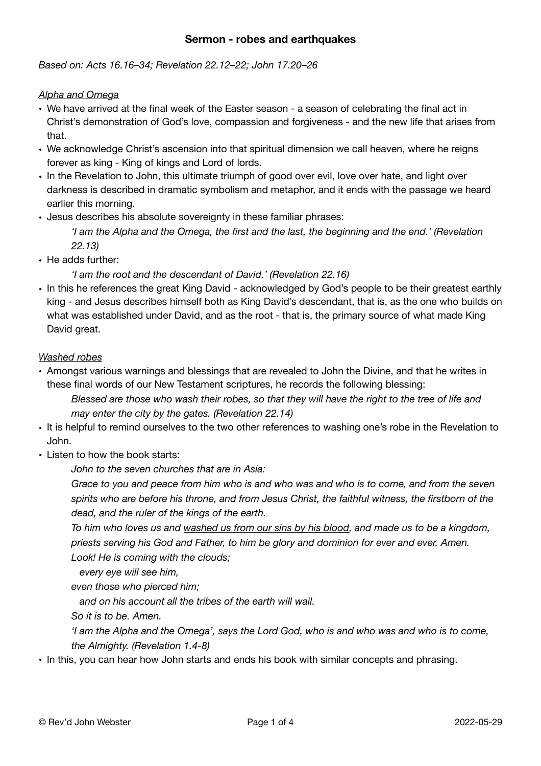## Sermon - robes and earthquakes

*Based on: Acts 16.16–34; Revelation 22.12–22; John 17.20–26*

<u>*Alpha and Omega*</u>

- We have arrived at the final week of the Easter season - a season of celebrating the final act in Christ's demonstration of God's love, compassion and forgiveness - and the new life that arises from that.
- We acknowledge Christ's ascension into that spiritual dimension we call heaven, where he reigns forever as king - King of kings and Lord of lords.
- In the Revelation to John, this ultimate triumph of good over evil, love over hate, and light over darkness is described in dramatic symbolism and metaphor, and it ends with the passage we heard earlier this morning.
- Jesus describes his absolute sovereignty in these familiar phrases:

  *'I am the Alpha and the Omega, the first and the last, the beginning and the end.' (Revelation 22.13)*
- He adds further:

  *'I am the root and the descendant of David.' (Revelation 22.16)*
- In this he references the great King David - acknowledged by God's people to be their greatest earthly king - and Jesus describes himself both as King David's descendant, that is, as the one who builds on what was established under David, and as the root - that is, the primary source of what made King David great.

<u>*Washed robes*</u>

- Amongst various warnings and blessings that are revealed to John the Divine, and that he writes in these final words of our New Testament scriptures, he records the following blessing:

  *Blessed are those who wash their robes, so that they will have the right to the tree of life and may enter the city by the gates. (Revelation 22.14)*
- It is helpful to remind ourselves to the two other references to washing one's robe in the Revelation to John.
- Listen to how the book starts:

  *John to the seven churches that are in Asia:*

  *Grace to you and peace from him who is and who was and who is to come, and from the seven spirits who are before his throne, and from Jesus Christ, the faithful witness, the firstborn of the dead, and the ruler of the kings of the earth.*

  *To him who loves us and <u>washed us from our sins by his blood</u>, and made us to be a kingdom, priests serving his God and Father, to him be glory and dominion for ever and ever. Amen.*

  *Look! He is coming with the clouds;*
  *every eye will see him,*
  *even those who pierced him;*
  *and on his account all the tribes of the earth will wail.*
  *So it is to be. Amen.*

  *'I am the Alpha and the Omega', says the Lord God, who is and who was and who is to come, the Almighty. (Revelation 1.4-8)*
- In this, you can hear how John starts and ends his book with similar concepts and phrasing.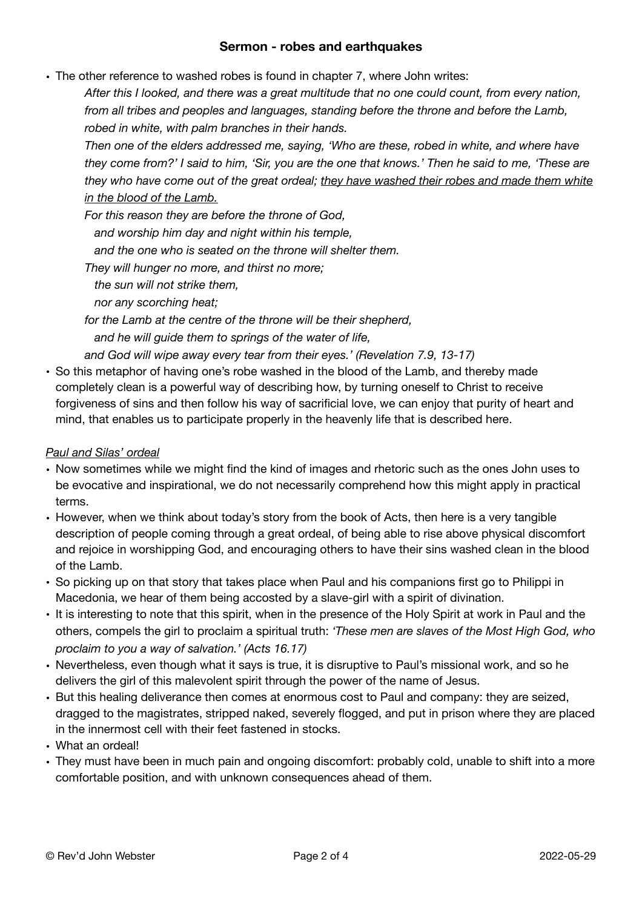- The other reference to washed robes is found in chapter 7, where John writes:

  *After this I looked, and there was a great multitude that no one could count, from every nation, from all tribes and peoples and languages, standing before the throne and before the Lamb, robed in white, with palm branches in their hands.*

  *Then one of the elders addressed me, saying, 'Who are these, robed in white, and where have they come from?' I said to him, 'Sir, you are the one that knows.' Then he said to me, 'These are they who have come out of the great ordeal; <u>they have washed their robes and made them white in the blood of the Lamb.</u>*

  *For this reason they are before the throne of God,*
  *and worship him day and night within his temple,*
  *and the one who is seated on the throne will shelter them.*
  *They will hunger no more, and thirst no more;*
  *the sun will not strike them,*
  *nor any scorching heat;*
  *for the Lamb at the centre of the throne will be their shepherd,*
  *and he will guide them to springs of the water of life,*
  *and God will wipe away every tear from their eyes.' (Revelation 7.9, 13-17)*

- So this metaphor of having one's robe washed in the blood of the Lamb, and thereby made completely clean is a powerful way of describing how, by turning oneself to Christ to receive forgiveness of sins and then follow his way of sacrificial love, we can enjoy that purity of heart and mind, that enables us to participate properly in the heavenly life that is described here.

*<u>Paul and Silas' ordeal</u>*

- Now sometimes while we might find the kind of images and rhetoric such as the ones John uses to be evocative and inspirational, we do not necessarily comprehend how this might apply in practical terms.
- However, when we think about today's story from the book of Acts, then here is a very tangible description of people coming through a great ordeal, of being able to rise above physical discomfort and rejoice in worshipping God, and encouraging others to have their sins washed clean in the blood of the Lamb.
- So picking up on that story that takes place when Paul and his companions first go to Philippi in Macedonia, we hear of them being accosted by a slave-girl with a spirit of divination.
- It is interesting to note that this spirit, when in the presence of the Holy Spirit at work in Paul and the others, compels the girl to proclaim a spiritual truth: *'These men are slaves of the Most High God, who proclaim to you a way of salvation.' (Acts 16.17)*
- Nevertheless, even though what it says is true, it is disruptive to Paul's missional work, and so he delivers the girl of this malevolent spirit through the power of the name of Jesus.
- But this healing deliverance then comes at enormous cost to Paul and company: they are seized, dragged to the magistrates, stripped naked, severely flogged, and put in prison where they are placed in the innermost cell with their feet fastened in stocks.
- What an ordeal!
- They must have been in much pain and ongoing discomfort: probably cold, unable to shift into a more comfortable position, and with unknown consequences ahead of them.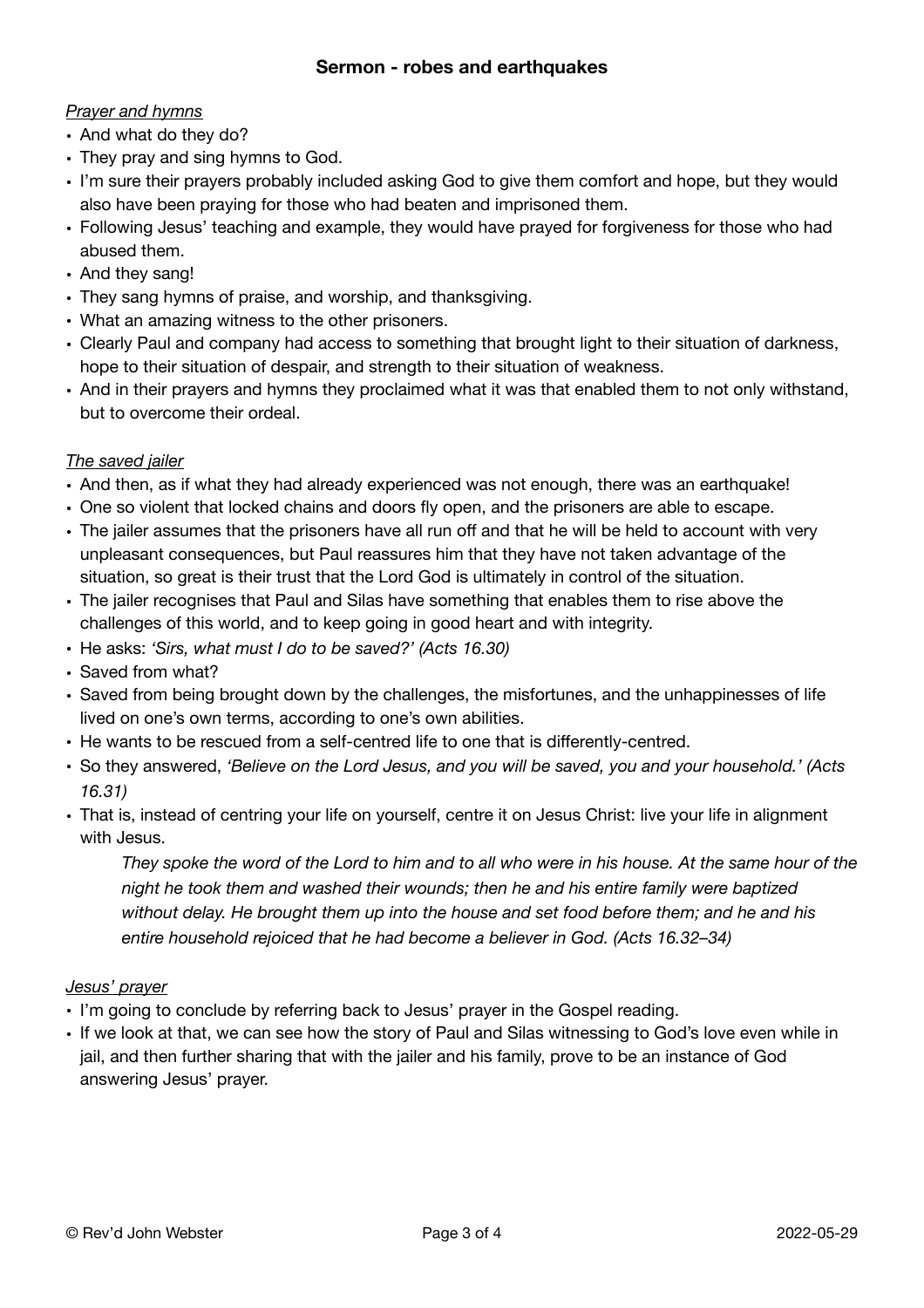## Sermon - robes and earthquakes

*Prayer and hymns*

- And what do they do?
- They pray and sing hymns to God.
- I'm sure their prayers probably included asking God to give them comfort and hope, but they would also have been praying for those who had beaten and imprisoned them.
- Following Jesus' teaching and example, they would have prayed for forgiveness for those who had abused them.
- And they sang!
- They sang hymns of praise, and worship, and thanksgiving.
- What an amazing witness to the other prisoners.
- Clearly Paul and company had access to something that brought light to their situation of darkness, hope to their situation of despair, and strength to their situation of weakness.
- And in their prayers and hymns they proclaimed what it was that enabled them to not only withstand, but to overcome their ordeal.

*The saved jailer*

- And then, as if what they had already experienced was not enough, there was an earthquake!
- One so violent that locked chains and doors fly open, and the prisoners are able to escape.
- The jailer assumes that the prisoners have all run off and that he will be held to account with very unpleasant consequences, but Paul reassures him that they have not taken advantage of the situation, so great is their trust that the Lord God is ultimately in control of the situation.
- The jailer recognises that Paul and Silas have something that enables them to rise above the challenges of this world, and to keep going in good heart and with integrity.
- He asks: *'Sirs, what must I do to be saved?' (Acts 16.30)*
- Saved from what?
- Saved from being brought down by the challenges, the misfortunes, and the unhappinesses of life lived on one's own terms, according to one's own abilities.
- He wants to be rescued from a self-centred life to one that is differently-centred.
- So they answered, *'Believe on the Lord Jesus, and you will be saved, you and your household.' (Acts 16.31)*
- That is, instead of centring your life on yourself, centre it on Jesus Christ: live your life in alignment with Jesus.

> *They spoke the word of the Lord to him and to all who were in his house. At the same hour of the night he took them and washed their wounds; then he and his entire family were baptized without delay. He brought them up into the house and set food before them; and he and his entire household rejoiced that he had become a believer in God. (Acts 16.32–34)*

*Jesus' prayer*

- I'm going to conclude by referring back to Jesus' prayer in the Gospel reading.
- If we look at that, we can see how the story of Paul and Silas witnessing to God's love even while in jail, and then further sharing that with the jailer and his family, prove to be an instance of God answering Jesus' prayer.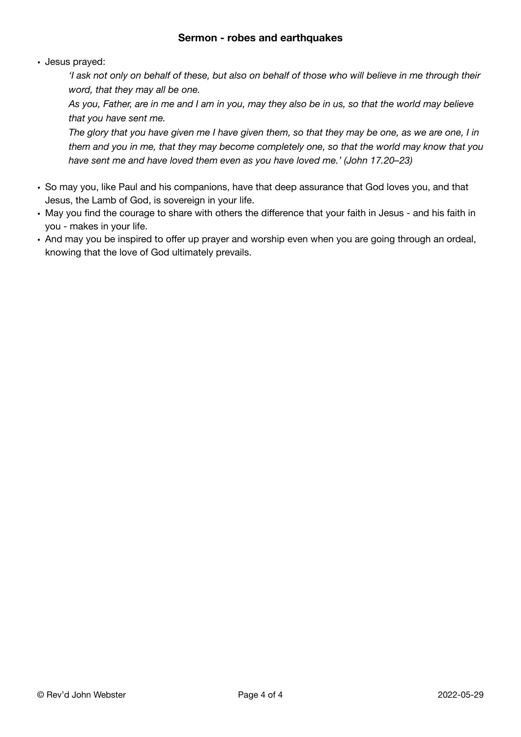- Jesus prayed:

  *'I ask not only on behalf of these, but also on behalf of those who will believe in me through their word, that they may all be one.*

  *As you, Father, are in me and I am in you, may they also be in us, so that the world may believe that you have sent me.*

  *The glory that you have given me I have given them, so that they may be one, as we are one, I in them and you in me, that they may become completely one, so that the world may know that you have sent me and have loved them even as you have loved me.' (John 17.20–23)*

- So may you, like Paul and his companions, have that deep assurance that God loves you, and that Jesus, the Lamb of God, is sovereign in your life.
- May you find the courage to share with others the difference that your faith in Jesus - and his faith in you - makes in your life.
- And may you be inspired to offer up prayer and worship even when you are going through an ordeal, knowing that the love of God ultimately prevails.